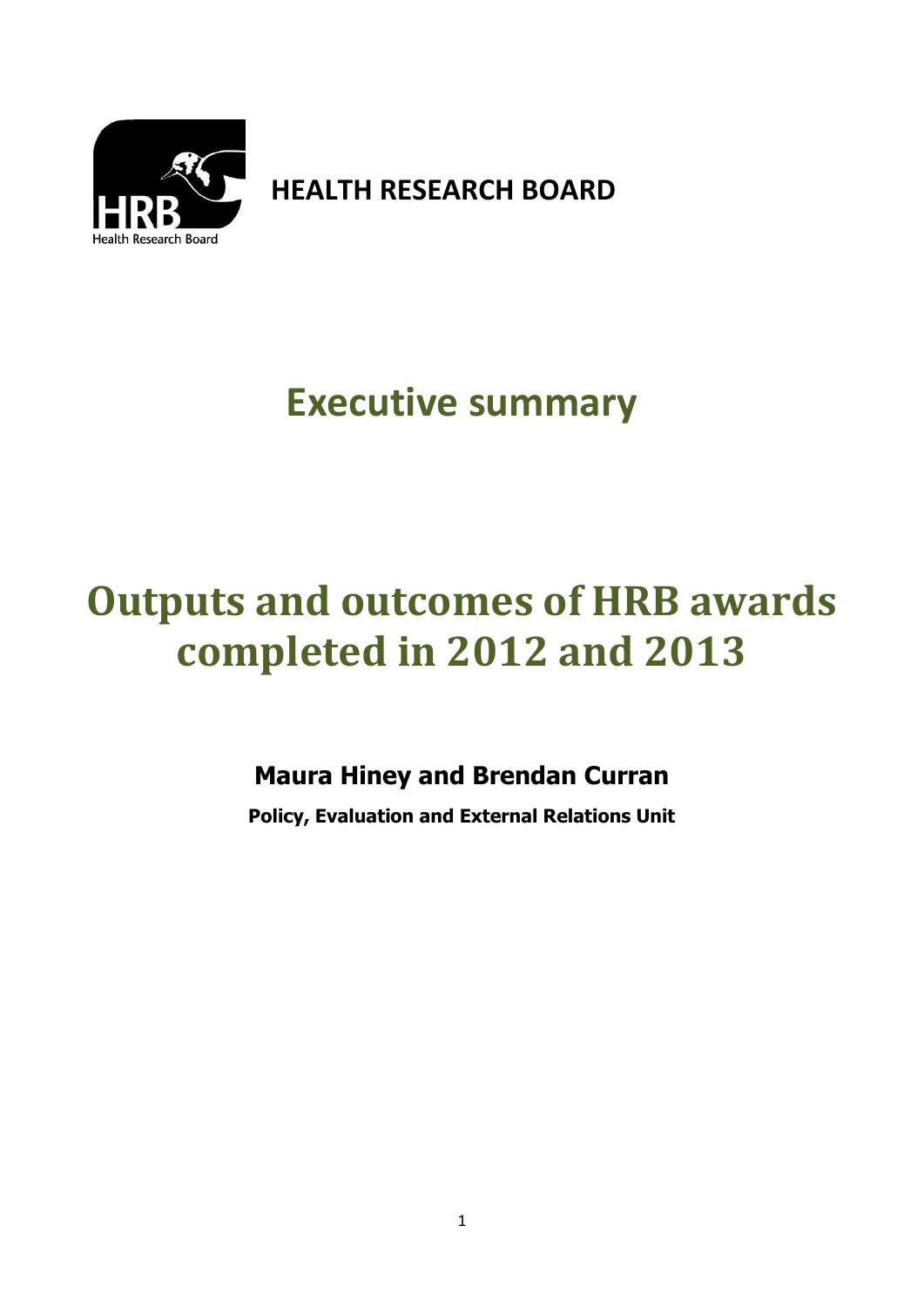HEALTH RESEARCH BOARD

# Executive summary

# Outputs and outcomes of HRB awards completed in 2012 and 2013

**Maura Hiney and Brendan Curran**

**Policy, Evaluation and External Relations Unit**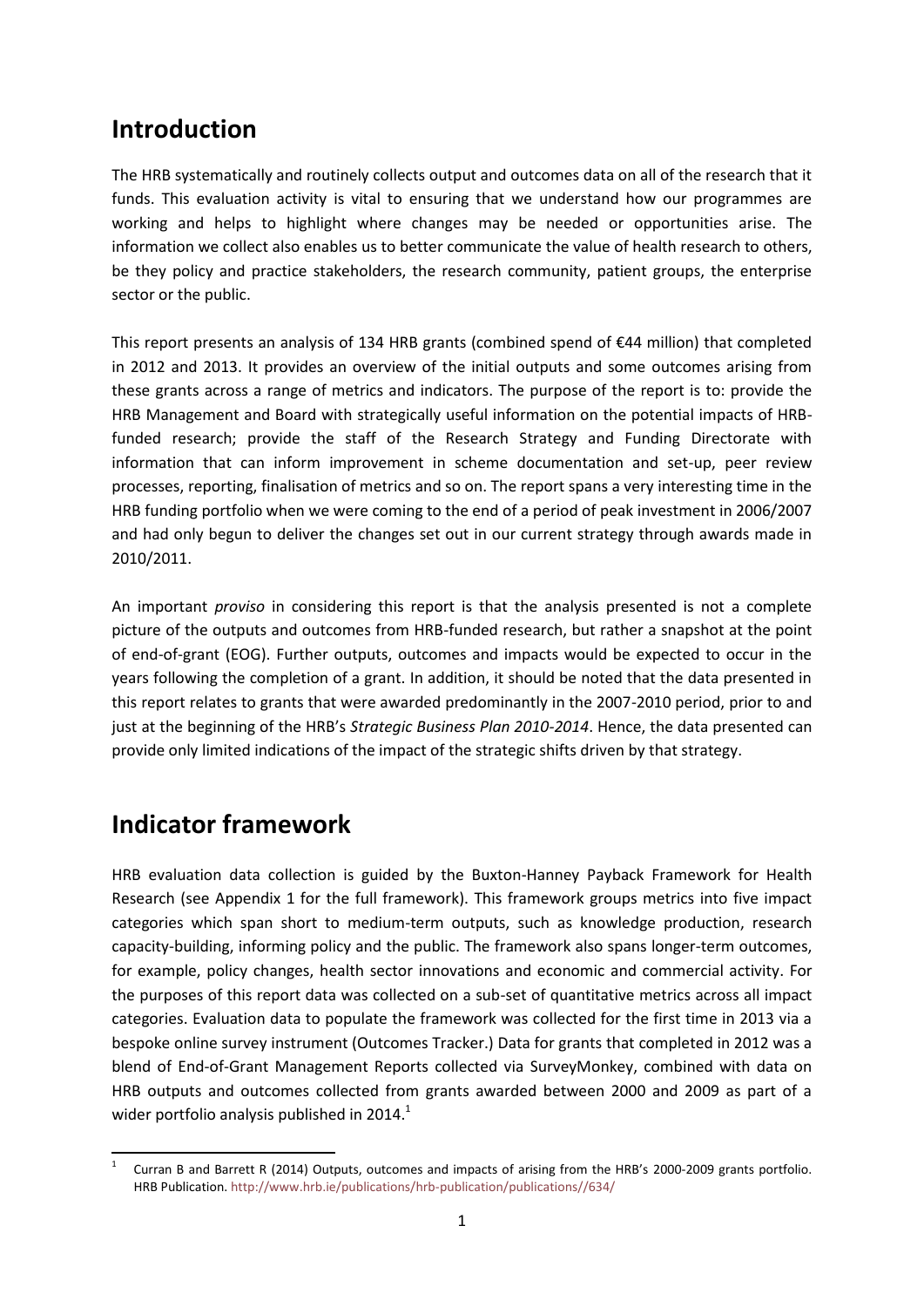# Introduction

The HRB systematically and routinely collects output and outcomes data on all of the research that it funds. This evaluation activity is vital to ensuring that we understand how our programmes are working and helps to highlight where changes may be needed or opportunities arise. The information we collect also enables us to better communicate the value of health research to others, be they policy and practice stakeholders, the research community, patient groups, the enterprise sector or the public.

This report presents an analysis of 134 HRB grants (combined spend of €44 million) that completed in 2012 and 2013. It provides an overview of the initial outputs and some outcomes arising from these grants across a range of metrics and indicators. The purpose of the report is to: provide the HRB Management and Board with strategically useful information on the potential impacts of HRB-funded research; provide the staff of the Research Strategy and Funding Directorate with information that can inform improvement in scheme documentation and set-up, peer review processes, reporting, finalisation of metrics and so on. The report spans a very interesting time in the HRB funding portfolio when we were coming to the end of a period of peak investment in 2006/2007 and had only begun to deliver the changes set out in our current strategy through awards made in 2010/2011.

An important *proviso* in considering this report is that the analysis presented is not a complete picture of the outputs and outcomes from HRB-funded research, but rather a snapshot at the point of end-of-grant (EOG). Further outputs, outcomes and impacts would be expected to occur in the years following the completion of a grant. In addition, it should be noted that the data presented in this report relates to grants that were awarded predominantly in the 2007-2010 period, prior to and just at the beginning of the HRB's *Strategic Business Plan 2010-2014*. Hence, the data presented can provide only limited indications of the impact of the strategic shifts driven by that strategy.

# Indicator framework

HRB evaluation data collection is guided by the Buxton-Hanney Payback Framework for Health Research (see Appendix 1 for the full framework). This framework groups metrics into five impact categories which span short to medium-term outputs, such as knowledge production, research capacity-building, informing policy and the public. The framework also spans longer-term outcomes, for example, policy changes, health sector innovations and economic and commercial activity. For the purposes of this report data was collected on a sub-set of quantitative metrics across all impact categories. Evaluation data to populate the framework was collected for the first time in 2013 via a bespoke online survey instrument (Outcomes Tracker.) Data for grants that completed in 2012 was a blend of End-of-Grant Management Reports collected via SurveyMonkey, combined with data on HRB outputs and outcomes collected from grants awarded between 2000 and 2009 as part of a wider portfolio analysis published in 2014.[1]

[1] Curran B and Barrett R (2014) Outputs, outcomes and impacts of arising from the HRB's 2000-2009 grants portfolio. HRB Publication. http://www.hrb.ie/publications/hrb-publication/publications//634/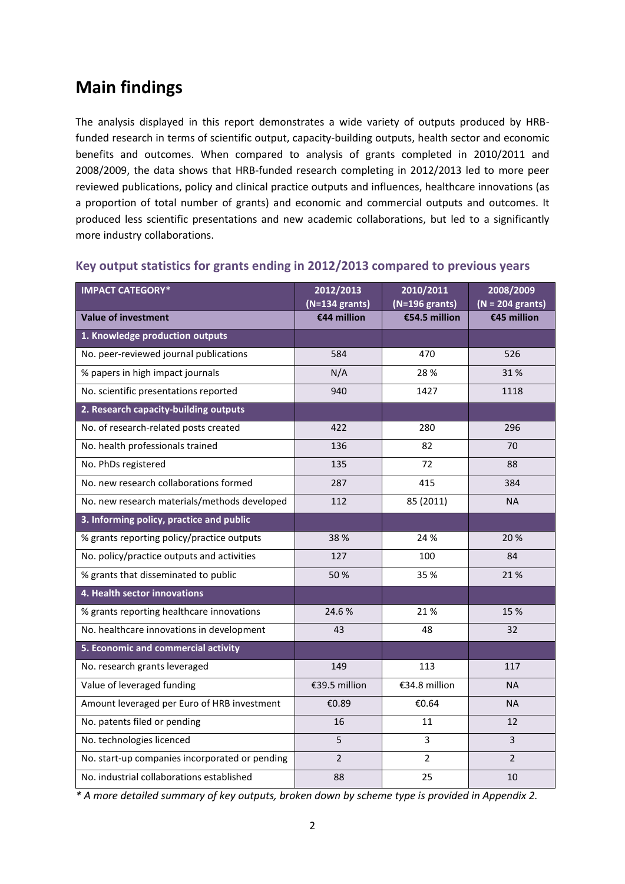## Main findings

The analysis displayed in this report demonstrates a wide variety of outputs produced by HRB-funded research in terms of scientific output, capacity-building outputs, health sector and economic benefits and outcomes. When compared to analysis of grants completed in 2010/2011 and 2008/2009, the data shows that HRB-funded research completing in 2012/2013 led to more peer reviewed publications, policy and clinical practice outputs and influences, healthcare innovations (as a proportion of total number of grants) and economic and commercial outputs and outcomes. It produced less scientific presentations and new academic collaborations, but led to a significantly more industry collaborations.

### Key output statistics for grants ending in 2012/2013 compared to previous years

| IMPACT CATEGORY* | 2012/2013 (N=134 grants) | 2010/2011 (N=196 grants) | 2008/2009 (N = 204 grants) |
|---|---|---|---|
| **Value of investment** | **€44 million** | **€54.5 million** | **€45 million** |
| **1. Knowledge production outputs** | | | |
| No. peer-reviewed journal publications | 584 | 470 | 526 |
| % papers in high impact journals | N/A | 28 % | 31 % |
| No. scientific presentations reported | 940 | 1427 | 1118 |
| **2. Research capacity-building outputs** | | | |
| No. of research-related posts created | 422 | 280 | 296 |
| No. health professionals trained | 136 | 82 | 70 |
| No. PhDs registered | 135 | 72 | 88 |
| No. new research collaborations formed | 287 | 415 | 384 |
| No. new research materials/methods developed | 112 | 85 (2011) | NA |
| **3. Informing policy, practice and public** | | | |
| % grants reporting policy/practice outputs | 38 % | 24 % | 20 % |
| No. policy/practice outputs and activities | 127 | 100 | 84 |
| % grants that disseminated to public | 50 % | 35 % | 21 % |
| **4. Health sector innovations** | | | |
| % grants reporting healthcare innovations | 24.6 % | 21 % | 15 % |
| No. healthcare innovations in development | 43 | 48 | 32 |
| **5. Economic and commercial activity** | | | |
| No. research grants leveraged | 149 | 113 | 117 |
| Value of leveraged funding | €39.5 million | €34.8 million | NA |
| Amount leveraged per Euro of HRB investment | €0.89 | €0.64 | NA |
| No. patents filed or pending | 16 | 11 | 12 |
| No. technologies licenced | 5 | 3 | 3 |
| No. start-up companies incorporated or pending | 2 | 2 | 2 |
| No. industrial collaborations established | 88 | 25 | 10 |

*\* A more detailed summary of key outputs, broken down by scheme type is provided in Appendix 2.*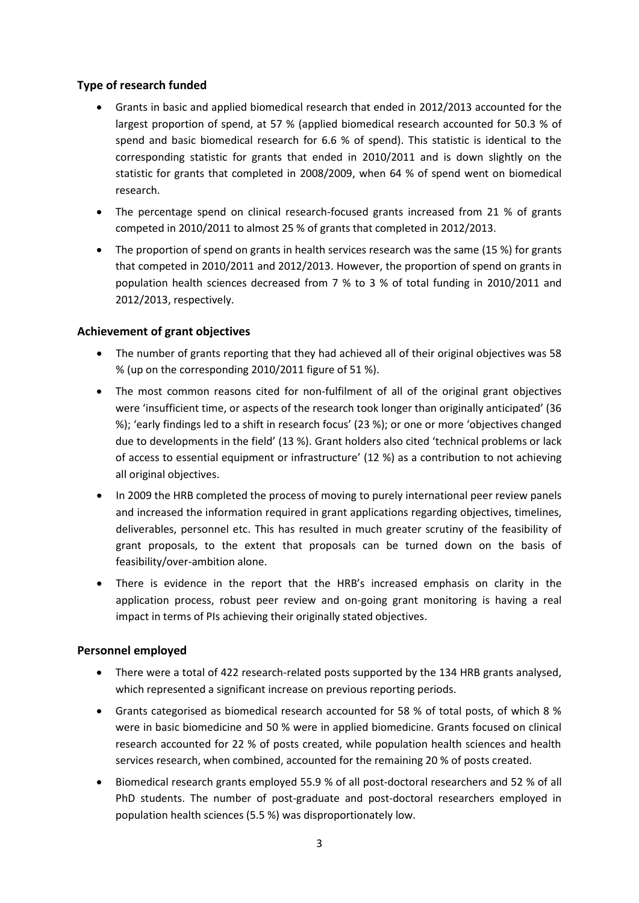### Type of research funded

- Grants in basic and applied biomedical research that ended in 2012/2013 accounted for the largest proportion of spend, at 57 % (applied biomedical research accounted for 50.3 % of spend and basic biomedical research for 6.6 % of spend). This statistic is identical to the corresponding statistic for grants that ended in 2010/2011 and is down slightly on the statistic for grants that completed in 2008/2009, when 64 % of spend went on biomedical research.
- The percentage spend on clinical research-focused grants increased from 21 % of grants competed in 2010/2011 to almost 25 % of grants that completed in 2012/2013.
- The proportion of spend on grants in health services research was the same (15 %) for grants that competed in 2010/2011 and 2012/2013. However, the proportion of spend on grants in population health sciences decreased from 7 % to 3 % of total funding in 2010/2011 and 2012/2013, respectively.

### Achievement of grant objectives

- The number of grants reporting that they had achieved all of their original objectives was 58 % (up on the corresponding 2010/2011 figure of 51 %).
- The most common reasons cited for non-fulfilment of all of the original grant objectives were 'insufficient time, or aspects of the research took longer than originally anticipated' (36 %); 'early findings led to a shift in research focus' (23 %); or one or more 'objectives changed due to developments in the field' (13 %). Grant holders also cited 'technical problems or lack of access to essential equipment or infrastructure' (12 %) as a contribution to not achieving all original objectives.
- In 2009 the HRB completed the process of moving to purely international peer review panels and increased the information required in grant applications regarding objectives, timelines, deliverables, personnel etc. This has resulted in much greater scrutiny of the feasibility of grant proposals, to the extent that proposals can be turned down on the basis of feasibility/over-ambition alone.
- There is evidence in the report that the HRB's increased emphasis on clarity in the application process, robust peer review and on-going grant monitoring is having a real impact in terms of PIs achieving their originally stated objectives.

### Personnel employed

- There were a total of 422 research-related posts supported by the 134 HRB grants analysed, which represented a significant increase on previous reporting periods.
- Grants categorised as biomedical research accounted for 58 % of total posts, of which 8 % were in basic biomedicine and 50 % were in applied biomedicine. Grants focused on clinical research accounted for 22 % of posts created, while population health sciences and health services research, when combined, accounted for the remaining 20 % of posts created.
- Biomedical research grants employed 55.9 % of all post-doctoral researchers and 52 % of all PhD students. The number of post-graduate and post-doctoral researchers employed in population health sciences (5.5 %) was disproportionately low.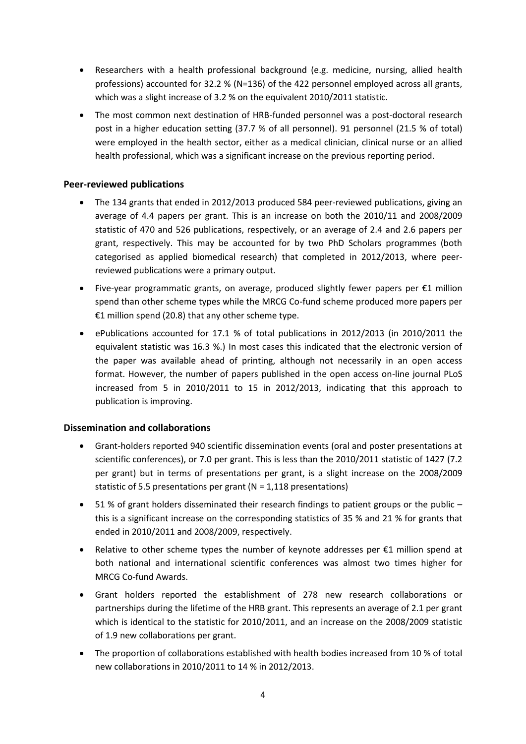- Researchers with a health professional background (e.g. medicine, nursing, allied health professions) accounted for 32.2 % (N=136) of the 422 personnel employed across all grants, which was a slight increase of 3.2 % on the equivalent 2010/2011 statistic.
- The most common next destination of HRB-funded personnel was a post-doctoral research post in a higher education setting (37.7 % of all personnel). 91 personnel (21.5 % of total) were employed in the health sector, either as a medical clinician, clinical nurse or an allied health professional, which was a significant increase on the previous reporting period.

### Peer-reviewed publications

- The 134 grants that ended in 2012/2013 produced 584 peer-reviewed publications, giving an average of 4.4 papers per grant. This is an increase on both the 2010/11 and 2008/2009 statistic of 470 and 526 publications, respectively, or an average of 2.4 and 2.6 papers per grant, respectively. This may be accounted for by two PhD Scholars programmes (both categorised as applied biomedical research) that completed in 2012/2013, where peer-reviewed publications were a primary output.
- Five-year programmatic grants, on average, produced slightly fewer papers per €1 million spend than other scheme types while the MRCG Co-fund scheme produced more papers per €1 million spend (20.8) that any other scheme type.
- ePublications accounted for 17.1 % of total publications in 2012/2013 (in 2010/2011 the equivalent statistic was 16.3 %.) In most cases this indicated that the electronic version of the paper was available ahead of printing, although not necessarily in an open access format. However, the number of papers published in the open access on-line journal PLoS increased from 5 in 2010/2011 to 15 in 2012/2013, indicating that this approach to publication is improving.

### Dissemination and collaborations

- Grant-holders reported 940 scientific dissemination events (oral and poster presentations at scientific conferences), or 7.0 per grant. This is less than the 2010/2011 statistic of 1427 (7.2 per grant) but in terms of presentations per grant, is a slight increase on the 2008/2009 statistic of 5.5 presentations per grant (N = 1,118 presentations)
- 51 % of grant holders disseminated their research findings to patient groups or the public – this is a significant increase on the corresponding statistics of 35 % and 21 % for grants that ended in 2010/2011 and 2008/2009, respectively.
- Relative to other scheme types the number of keynote addresses per €1 million spend at both national and international scientific conferences was almost two times higher for MRCG Co-fund Awards.
- Grant holders reported the establishment of 278 new research collaborations or partnerships during the lifetime of the HRB grant. This represents an average of 2.1 per grant which is identical to the statistic for 2010/2011, and an increase on the 2008/2009 statistic of 1.9 new collaborations per grant.
- The proportion of collaborations established with health bodies increased from 10 % of total new collaborations in 2010/2011 to 14 % in 2012/2013.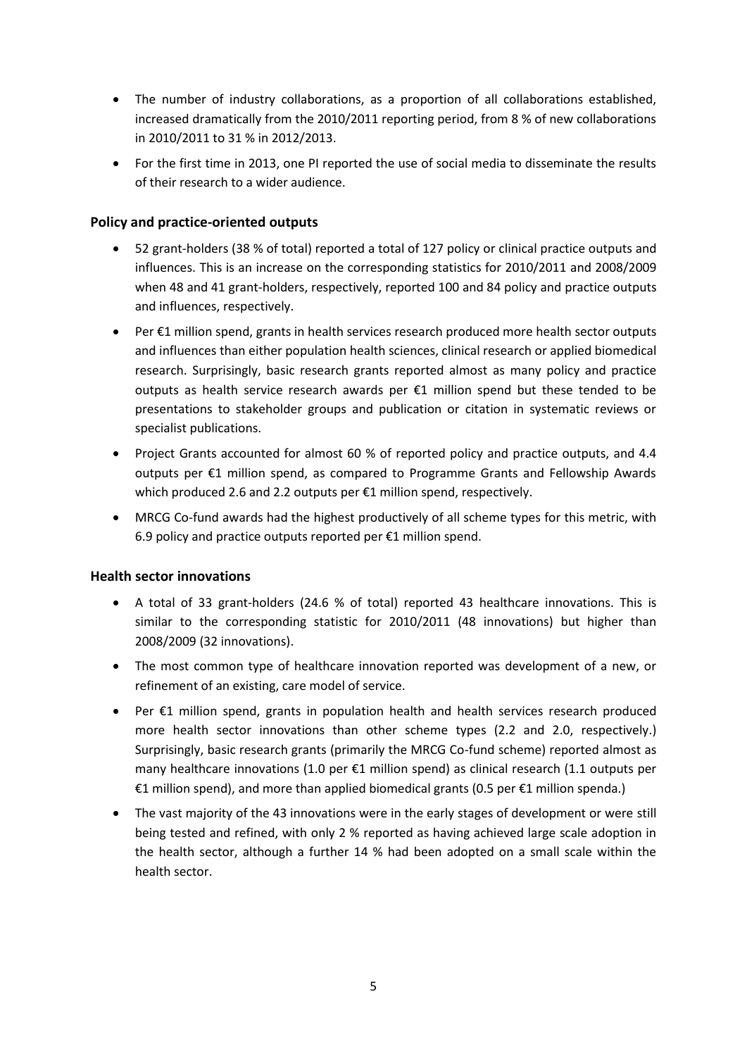- The number of industry collaborations, as a proportion of all collaborations established, increased dramatically from the 2010/2011 reporting period, from 8 % of new collaborations in 2010/2011 to 31 % in 2012/2013.
- For the first time in 2013, one PI reported the use of social media to disseminate the results of their research to a wider audience.

### Policy and practice-oriented outputs

- 52 grant-holders (38 % of total) reported a total of 127 policy or clinical practice outputs and influences. This is an increase on the corresponding statistics for 2010/2011 and 2008/2009 when 48 and 41 grant-holders, respectively, reported 100 and 84 policy and practice outputs and influences, respectively.
- Per €1 million spend, grants in health services research produced more health sector outputs and influences than either population health sciences, clinical research or applied biomedical research. Surprisingly, basic research grants reported almost as many policy and practice outputs as health service research awards per €1 million spend but these tended to be presentations to stakeholder groups and publication or citation in systematic reviews or specialist publications.
- Project Grants accounted for almost 60 % of reported policy and practice outputs, and 4.4 outputs per €1 million spend, as compared to Programme Grants and Fellowship Awards which produced 2.6 and 2.2 outputs per €1 million spend, respectively.
- MRCG Co-fund awards had the highest productively of all scheme types for this metric, with 6.9 policy and practice outputs reported per €1 million spend.

### Health sector innovations

- A total of 33 grant-holders (24.6 % of total) reported 43 healthcare innovations. This is similar to the corresponding statistic for 2010/2011 (48 innovations) but higher than 2008/2009 (32 innovations).
- The most common type of healthcare innovation reported was development of a new, or refinement of an existing, care model of service.
- Per €1 million spend, grants in population health and health services research produced more health sector innovations than other scheme types (2.2 and 2.0, respectively.) Surprisingly, basic research grants (primarily the MRCG Co-fund scheme) reported almost as many healthcare innovations (1.0 per €1 million spend) as clinical research (1.1 outputs per €1 million spend), and more than applied biomedical grants (0.5 per €1 million spenda.)
- The vast majority of the 43 innovations were in the early stages of development or were still being tested and refined, with only 2 % reported as having achieved large scale adoption in the health sector, although a further 14 % had been adopted on a small scale within the health sector.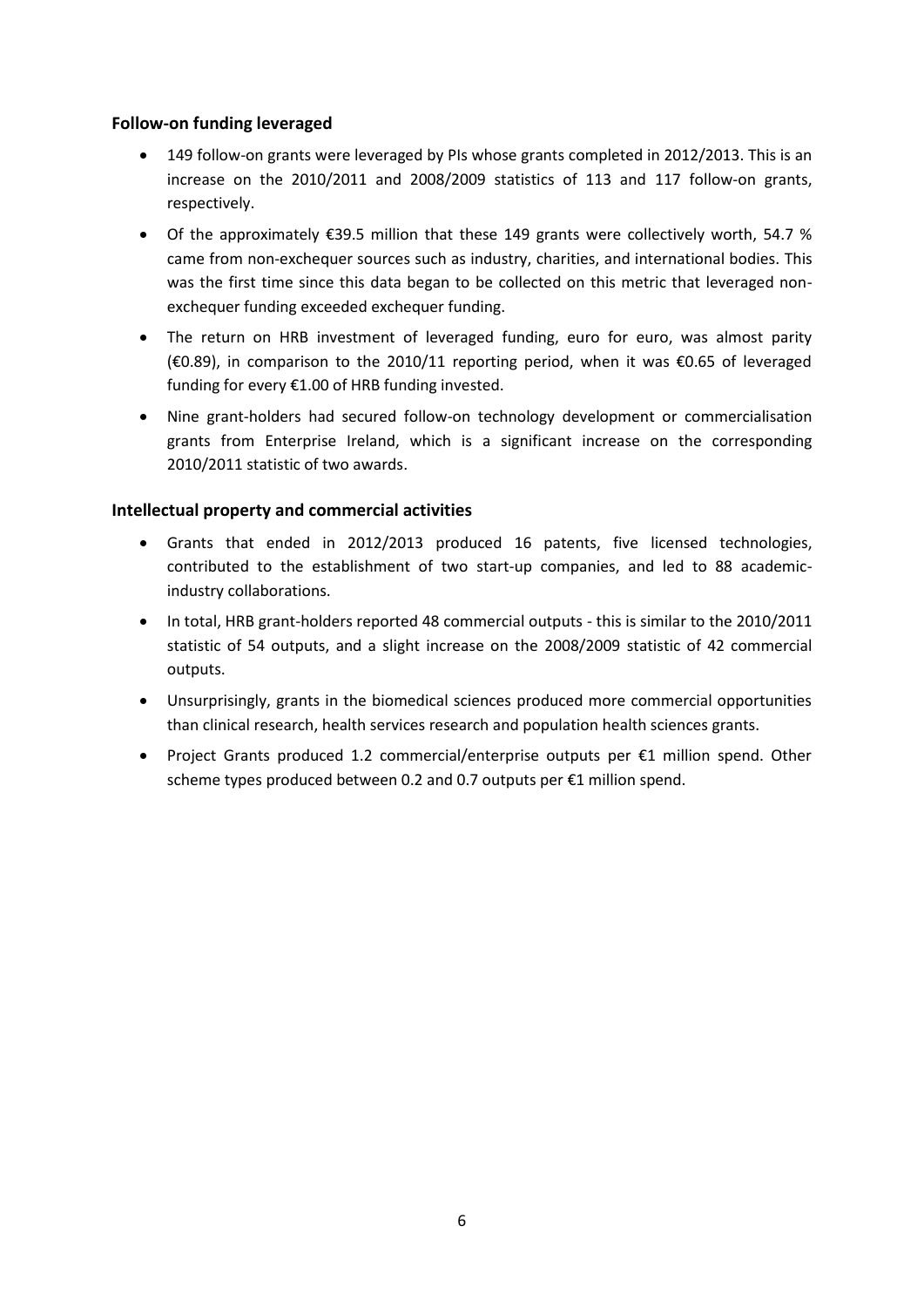### Follow-on funding leveraged

- 149 follow-on grants were leveraged by PIs whose grants completed in 2012/2013. This is an increase on the 2010/2011 and 2008/2009 statistics of 113 and 117 follow-on grants, respectively.
- Of the approximately €39.5 million that these 149 grants were collectively worth, 54.7 % came from non-exchequer sources such as industry, charities, and international bodies. This was the first time since this data began to be collected on this metric that leveraged non-exchequer funding exceeded exchequer funding.
- The return on HRB investment of leveraged funding, euro for euro, was almost parity (€0.89), in comparison to the 2010/11 reporting period, when it was €0.65 of leveraged funding for every €1.00 of HRB funding invested.
- Nine grant-holders had secured follow-on technology development or commercialisation grants from Enterprise Ireland, which is a significant increase on the corresponding 2010/2011 statistic of two awards.

### Intellectual property and commercial activities

- Grants that ended in 2012/2013 produced 16 patents, five licensed technologies, contributed to the establishment of two start-up companies, and led to 88 academic-industry collaborations.
- In total, HRB grant-holders reported 48 commercial outputs - this is similar to the 2010/2011 statistic of 54 outputs, and a slight increase on the 2008/2009 statistic of 42 commercial outputs.
- Unsurprisingly, grants in the biomedical sciences produced more commercial opportunities than clinical research, health services research and population health sciences grants.
- Project Grants produced 1.2 commercial/enterprise outputs per €1 million spend. Other scheme types produced between 0.2 and 0.7 outputs per €1 million spend.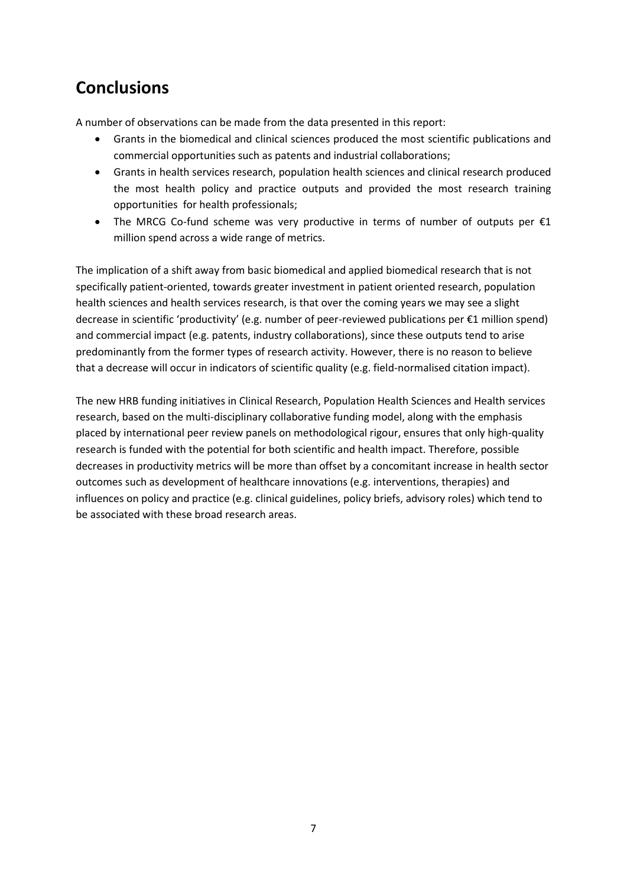# Conclusions

A number of observations can be made from the data presented in this report:

- Grants in the biomedical and clinical sciences produced the most scientific publications and commercial opportunities such as patents and industrial collaborations;
- Grants in health services research, population health sciences and clinical research produced the most health policy and practice outputs and provided the most research training opportunities for health professionals;
- The MRCG Co-fund scheme was very productive in terms of number of outputs per €1 million spend across a wide range of metrics.

The implication of a shift away from basic biomedical and applied biomedical research that is not specifically patient-oriented, towards greater investment in patient oriented research, population health sciences and health services research, is that over the coming years we may see a slight decrease in scientific 'productivity' (e.g. number of peer-reviewed publications per €1 million spend) and commercial impact (e.g. patents, industry collaborations), since these outputs tend to arise predominantly from the former types of research activity. However, there is no reason to believe that a decrease will occur in indicators of scientific quality (e.g. field-normalised citation impact).

The new HRB funding initiatives in Clinical Research, Population Health Sciences and Health services research, based on the multi-disciplinary collaborative funding model, along with the emphasis placed by international peer review panels on methodological rigour, ensures that only high-quality research is funded with the potential for both scientific and health impact. Therefore, possible decreases in productivity metrics will be more than offset by a concomitant increase in health sector outcomes such as development of healthcare innovations (e.g. interventions, therapies) and influences on policy and practice (e.g. clinical guidelines, policy briefs, advisory roles) which tend to be associated with these broad research areas.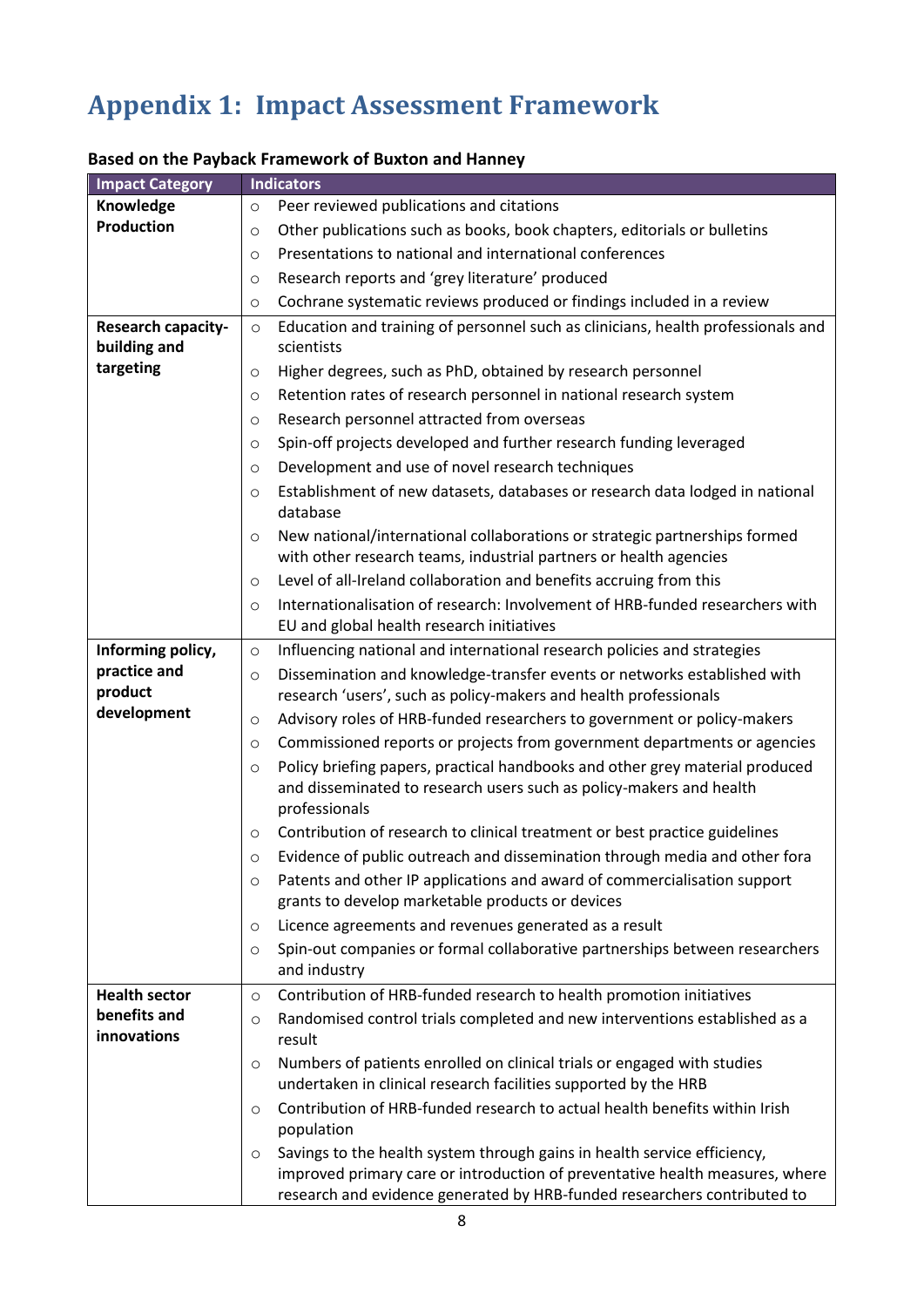# Appendix 1: Impact Assessment Framework

**Based on the Payback Framework of Buxton and Hanney**

| Impact Category | Indicators |
|---|---|
| **Knowledge Production** | ○ Peer reviewed publications and citations<br>○ Other publications such as books, book chapters, editorials or bulletins<br>○ Presentations to national and international conferences<br>○ Research reports and 'grey literature' produced<br>○ Cochrane systematic reviews produced or findings included in a review |
| **Research capacity-building and targeting** | ○ Education and training of personnel such as clinicians, health professionals and scientists<br>○ Higher degrees, such as PhD, obtained by research personnel<br>○ Retention rates of research personnel in national research system<br>○ Research personnel attracted from overseas<br>○ Spin-off projects developed and further research funding leveraged<br>○ Development and use of novel research techniques<br>○ Establishment of new datasets, databases or research data lodged in national database<br>○ New national/international collaborations or strategic partnerships formed with other research teams, industrial partners or health agencies<br>○ Level of all-Ireland collaboration and benefits accruing from this<br>○ Internationalisation of research: Involvement of HRB-funded researchers with EU and global health research initiatives |
| **Informing policy, practice and product development** | ○ Influencing national and international research policies and strategies<br>○ Dissemination and knowledge-transfer events or networks established with research 'users', such as policy-makers and health professionals<br>○ Advisory roles of HRB-funded researchers to government or policy-makers<br>○ Commissioned reports or projects from government departments or agencies<br>○ Policy briefing papers, practical handbooks and other grey material produced and disseminated to research users such as policy-makers and health professionals<br>○ Contribution of research to clinical treatment or best practice guidelines<br>○ Evidence of public outreach and dissemination through media and other fora<br>○ Patents and other IP applications and award of commercialisation support grants to develop marketable products or devices<br>○ Licence agreements and revenues generated as a result<br>○ Spin-out companies or formal collaborative partnerships between researchers and industry |
| **Health sector benefits and innovations** | ○ Contribution of HRB-funded research to health promotion initiatives<br>○ Randomised control trials completed and new interventions established as a result<br>○ Numbers of patients enrolled on clinical trials or engaged with studies undertaken in clinical research facilities supported by the HRB<br>○ Contribution of HRB-funded research to actual health benefits within Irish population<br>○ Savings to the health system through gains in health service efficiency, improved primary care or introduction of preventative health measures, where research and evidence generated by HRB-funded researchers contributed to |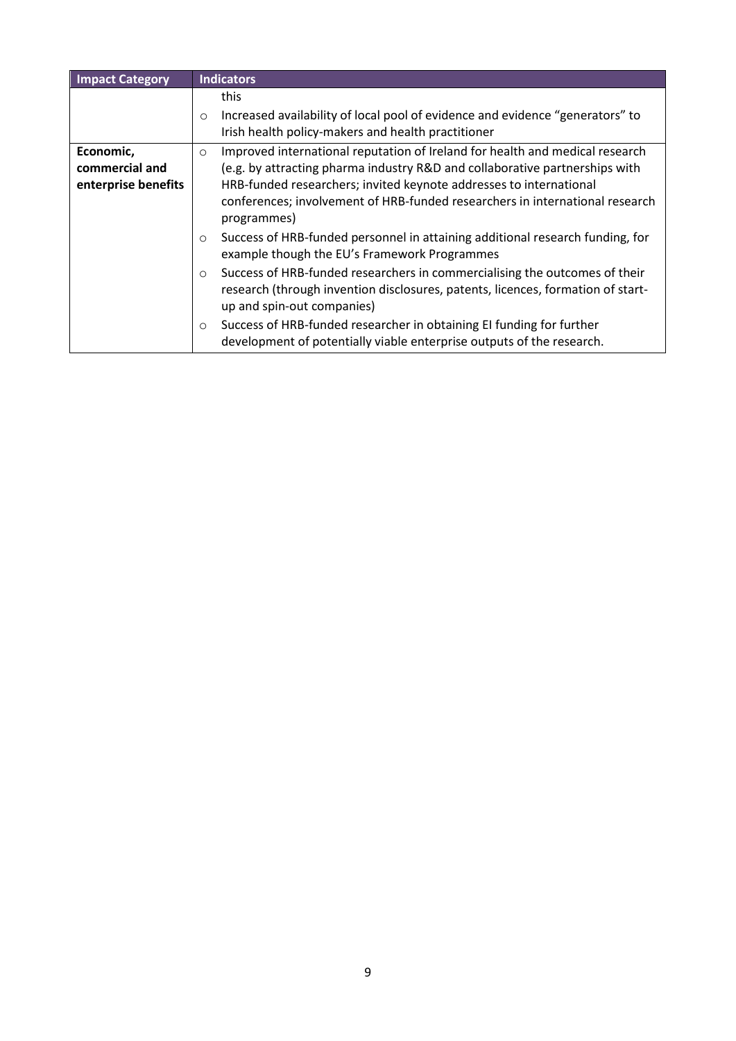| Impact Category | Indicators |
| --- | --- |
| | this<br>○ Increased availability of local pool of evidence and evidence "generators" to Irish health policy-makers and health practitioner |
| **Economic, commercial and enterprise benefits** | ○ Improved international reputation of Ireland for health and medical research (e.g. by attracting pharma industry R&D and collaborative partnerships with HRB-funded researchers; invited keynote addresses to international conferences; involvement of HRB-funded researchers in international research programmes)<br>○ Success of HRB-funded personnel in attaining additional research funding, for example though the EU's Framework Programmes<br>○ Success of HRB-funded researchers in commercialising the outcomes of their research (through invention disclosures, patents, licences, formation of start-up and spin-out companies)<br>○ Success of HRB-funded researcher in obtaining EI funding for further development of potentially viable enterprise outputs of the research. |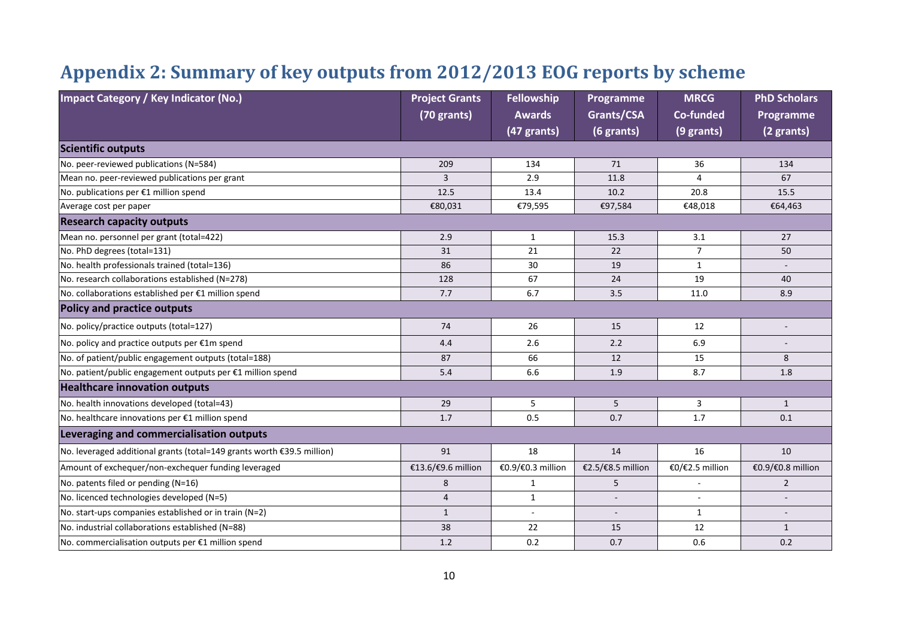# Appendix 2: Summary of key outputs from 2012/2013 EOG reports by scheme

| Impact Category / Key Indicator (No.) | Project Grants (70 grants) | Fellowship Awards (47 grants) | Programme Grants/CSA (6 grants) | MRCG Co-funded (9 grants) | PhD Scholars Programme (2 grants) |
|---|---|---|---|---|---|
| **Scientific outputs** | | | | | |
| No. peer-reviewed publications (N=584) | 209 | 134 | 71 | 36 | 134 |
| Mean no. peer-reviewed publications per grant | 3 | 2.9 | 11.8 | 4 | 67 |
| No. publications per €1 million spend | 12.5 | 13.4 | 10.2 | 20.8 | 15.5 |
| Average cost per paper | €80,031 | €79,595 | €97,584 | €48,018 | €64,463 |
| **Research capacity outputs** | | | | | |
| Mean no. personnel per grant (total=422) | 2.9 | 1 | 15.3 | 3.1 | 27 |
| No. PhD degrees (total=131) | 31 | 21 | 22 | 7 | 50 |
| No. health professionals trained (total=136) | 86 | 30 | 19 | 1 | - |
| No. research collaborations established (N=278) | 128 | 67 | 24 | 19 | 40 |
| No. collaborations established per €1 million spend | 7.7 | 6.7 | 3.5 | 11.0 | 8.9 |
| **Policy and practice outputs** | | | | | |
| No. policy/practice outputs (total=127) | 74 | 26 | 15 | 12 | - |
| No. policy and practice outputs per €1m spend | 4.4 | 2.6 | 2.2 | 6.9 | - |
| No. of patient/public engagement outputs (total=188) | 87 | 66 | 12 | 15 | 8 |
| No. patient/public engagement outputs per €1 million spend | 5.4 | 6.6 | 1.9 | 8.7 | 1.8 |
| **Healthcare innovation outputs** | | | | | |
| No. health innovations developed (total=43) | 29 | 5 | 5 | 3 | 1 |
| No. healthcare innovations per €1 million spend | 1.7 | 0.5 | 0.7 | 1.7 | 0.1 |
| **Leveraging and commercialisation outputs** | | | | | |
| No. leveraged additional grants (total=149 grants worth €39.5 million) | 91 | 18 | 14 | 16 | 10 |
| Amount of exchequer/non-exchequer funding leveraged | €13.6/€9.6 million | €0.9/€0.3 million | €2.5/€8.5 million | €0/€2.5 million | €0.9/€0.8 million |
| No. patents filed or pending (N=16) | 8 | 1 | 5 | - | 2 |
| No. licenced technologies developed (N=5) | 4 | 1 | - | - | - |
| No. start-ups companies established or in train (N=2) | 1 | - | - | 1 | - |
| No. industrial collaborations established (N=88) | 38 | 22 | 15 | 12 | 1 |
| No. commercialisation outputs per €1 million spend | 1.2 | 0.2 | 0.7 | 0.6 | 0.2 |